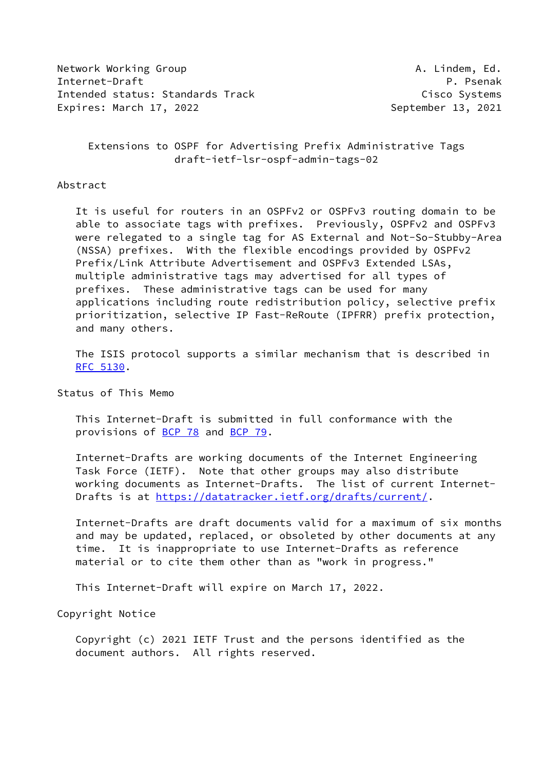Network Working Group A. Lindem, Ed.
Internet-Draft P. Psenak
Intended status: Standards Track Cisco Systems
Expires: March 17, 2022 September 13, 2021

# Extensions to OSPF for Advertising Prefix Administrative Tags
draft-ietf-lsr-ospf-admin-tags-02

## Abstract

It is useful for routers in an OSPFv2 or OSPFv3 routing domain to be able to associate tags with prefixes. Previously, OSPFv2 and OSPFv3 were relegated to a single tag for AS External and Not-So-Stubby-Area (NSSA) prefixes. With the flexible encodings provided by OSPFv2 Prefix/Link Attribute Advertisement and OSPFv3 Extended LSAs, multiple administrative tags may advertised for all types of prefixes. These administrative tags can be used for many applications including route redistribution policy, selective prefix prioritization, selective IP Fast-ReRoute (IPFRR) prefix protection, and many others.

The ISIS protocol supports a similar mechanism that is described in RFC 5130.

## Status of This Memo

This Internet-Draft is submitted in full conformance with the provisions of BCP 78 and BCP 79.

Internet-Drafts are working documents of the Internet Engineering Task Force (IETF). Note that other groups may also distribute working documents as Internet-Drafts. The list of current Internet-Drafts is at https://datatracker.ietf.org/drafts/current/.

Internet-Drafts are draft documents valid for a maximum of six months and may be updated, replaced, or obsoleted by other documents at any time. It is inappropriate to use Internet-Drafts as reference material or to cite them other than as "work in progress."

This Internet-Draft will expire on March 17, 2022.

## Copyright Notice

Copyright (c) 2021 IETF Trust and the persons identified as the document authors. All rights reserved.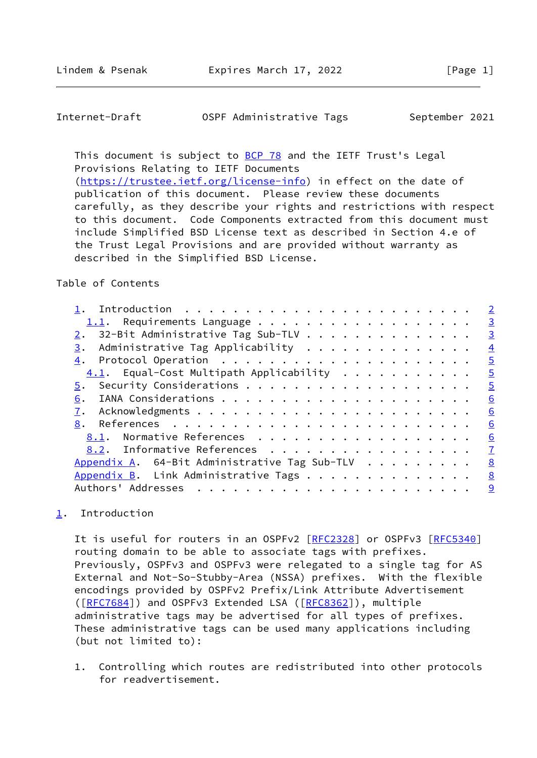This document is subject to BCP 78 and the IETF Trust's Legal Provisions Relating to IETF Documents (https://trustee.ietf.org/license-info) in effect on the date of publication of this document. Please review these documents carefully, as they describe your rights and restrictions with respect to this document. Code Components extracted from this document must include Simplified BSD License text as described in Section 4.e of the Trust Legal Provisions and are provided without warranty as described in the Simplified BSD License.

Table of Contents

```
   1.  Introduction  . . . . . . . . . . . . . . . . . . . . . . . .   2
     1.1.  Requirements Language . . . . . . . . . . . . . . . . . .   3
   2.  32-Bit Administrative Tag Sub-TLV . . . . . . . . . . . . . .   3
   3.  Administrative Tag Applicability  . . . . . . . . . . . . . .   4
   4.  Protocol Operation  . . . . . . . . . . . . . . . . . . . . .   5
     4.1.  Equal-Cost Multipath Applicability  . . . . . . . . . . .   5
   5.  Security Considerations . . . . . . . . . . . . . . . . . . .   5
   6.  IANA Considerations . . . . . . . . . . . . . . . . . . . . .   6
   7.  Acknowledgments . . . . . . . . . . . . . . . . . . . . . . .   6
   8.  References  . . . . . . . . . . . . . . . . . . . . . . . . .   6
     8.1.  Normative References  . . . . . . . . . . . . . . . . . .   6
     8.2.  Informative References  . . . . . . . . . . . . . . . . .   7
   Appendix A.  64-Bit Administrative Tag Sub-TLV  . . . . . . . . .   8
   Appendix B.  Link Administrative Tags . . . . . . . . . . . . . .   8
   Authors' Addresses  . . . . . . . . . . . . . . . . . . . . . . .   9
```

## 1. Introduction

It is useful for routers in an OSPFv2 [RFC2328] or OSPFv3 [RFC5340] routing domain to be able to associate tags with prefixes. Previously, OSPFv3 and OSPFv3 were relegated to a single tag for AS External and Not-So-Stubby-Area (NSSA) prefixes. With the flexible encodings provided by OSPFv2 Prefix/Link Attribute Advertisement ([RFC7684]) and OSPFv3 Extended LSA ([RFC8362]), multiple administrative tags may be advertised for all types of prefixes. These administrative tags can be used many applications including (but not limited to):

1. Controlling which routes are redistributed into other protocols for readvertisement.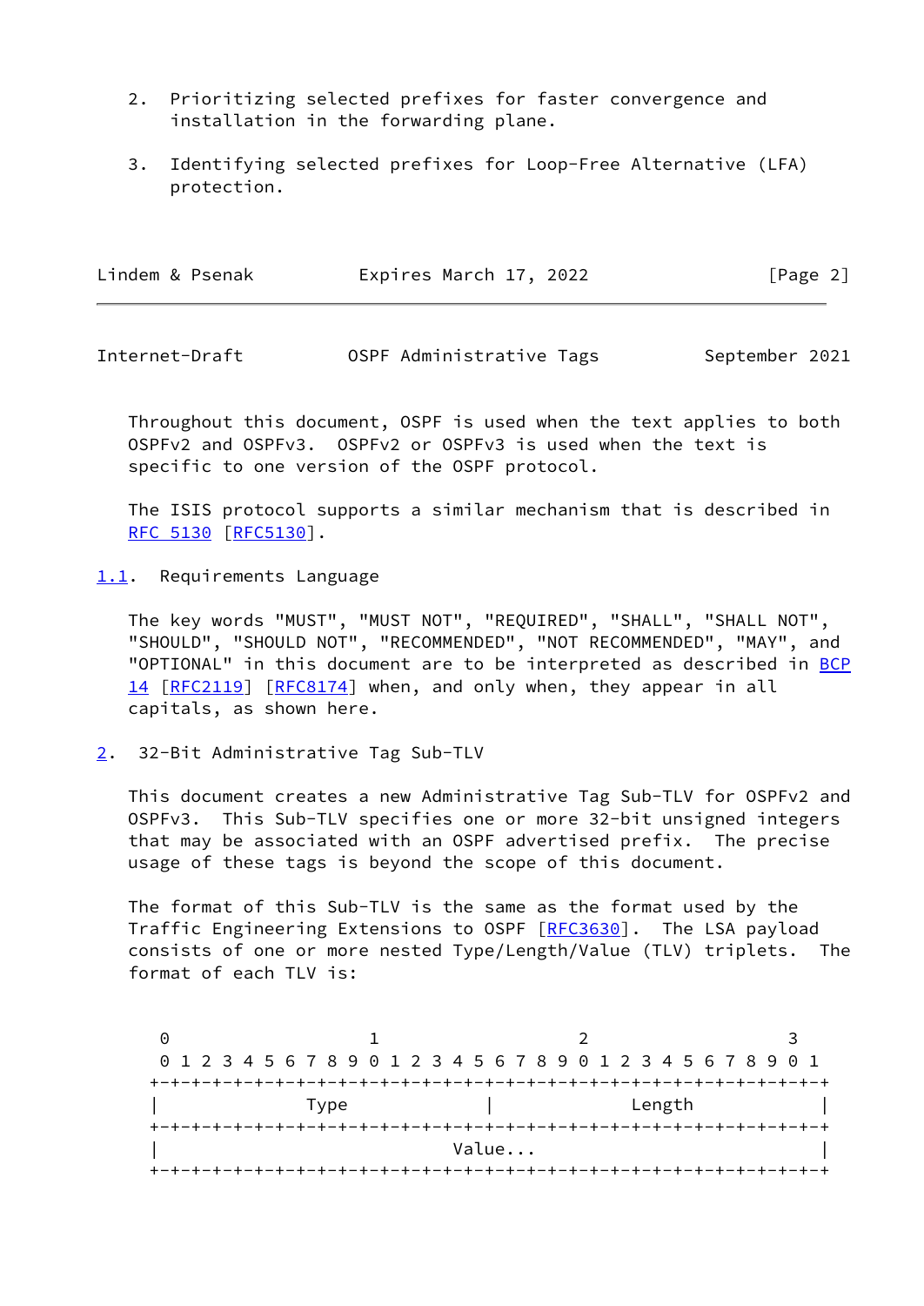2. Prioritizing selected prefixes for faster convergence and installation in the forwarding plane.

3. Identifying selected prefixes for Loop-Free Alternative (LFA) protection.

Throughout this document, OSPF is used when the text applies to both OSPFv2 and OSPFv3. OSPFv2 or OSPFv3 is used when the text is specific to one version of the OSPF protocol.

The ISIS protocol supports a similar mechanism that is described in RFC 5130 [RFC5130].

### 1.1. Requirements Language

The key words "MUST", "MUST NOT", "REQUIRED", "SHALL", "SHALL NOT", "SHOULD", "SHOULD NOT", "RECOMMENDED", "NOT RECOMMENDED", "MAY", and "OPTIONAL" in this document are to be interpreted as described in BCP 14 [RFC2119] [RFC8174] when, and only when, they appear in all capitals, as shown here.

## 2. 32-Bit Administrative Tag Sub-TLV

This document creates a new Administrative Tag Sub-TLV for OSPFv2 and OSPFv3. This Sub-TLV specifies one or more 32-bit unsigned integers that may be associated with an OSPF advertised prefix. The precise usage of these tags is beyond the scope of this document.

The format of this Sub-TLV is the same as the format used by the Traffic Engineering Extensions to OSPF [RFC3630]. The LSA payload consists of one or more nested Type/Length/Value (TLV) triplets. The format of each TLV is:

```
 0                   1                   2                   3
 0 1 2 3 4 5 6 7 8 9 0 1 2 3 4 5 6 7 8 9 0 1 2 3 4 5 6 7 8 9 0 1
+-+-+-+-+-+-+-+-+-+-+-+-+-+-+-+-+-+-+-+-+-+-+-+-+-+-+-+-+-+-+-+-+
|              Type             |             Length            |
+-+-+-+-+-+-+-+-+-+-+-+-+-+-+-+-+-+-+-+-+-+-+-+-+-+-+-+-+-+-+-+-+
|                            Value...                           |
+-+-+-+-+-+-+-+-+-+-+-+-+-+-+-+-+-+-+-+-+-+-+-+-+-+-+-+-+-+-+-+-+
```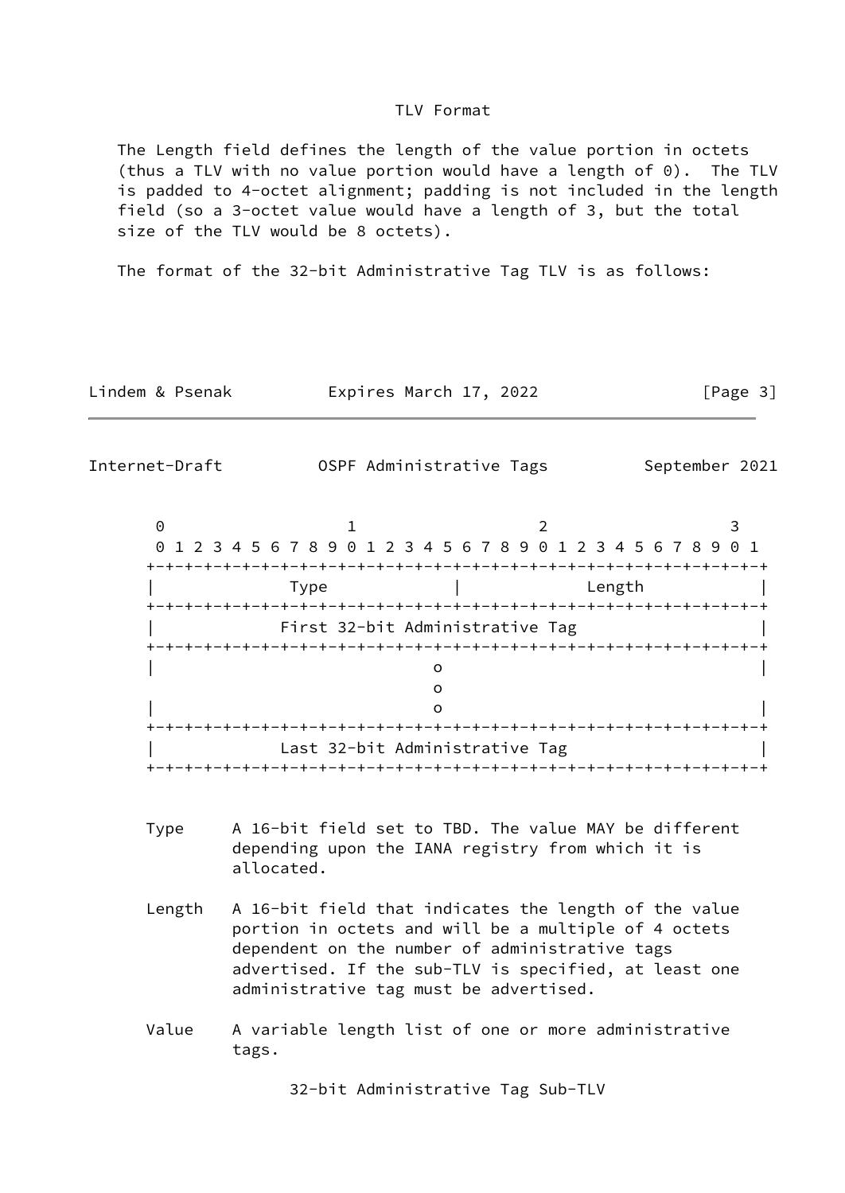TLV Format

The Length field defines the length of the value portion in octets (thus a TLV with no value portion would have a length of 0). The TLV is padded to 4-octet alignment; padding is not included in the length field (so a 3-octet value would have a length of 3, but the total size of the TLV would be 8 octets).

The format of the 32-bit Administrative Tag TLV is as follows:

```
 0                   1                   2                   3
 0 1 2 3 4 5 6 7 8 9 0 1 2 3 4 5 6 7 8 9 0 1 2 3 4 5 6 7 8 9 0 1
+-+-+-+-+-+-+-+-+-+-+-+-+-+-+-+-+-+-+-+-+-+-+-+-+-+-+-+-+-+-+-+-+
|              Type             |             Length            |
+-+-+-+-+-+-+-+-+-+-+-+-+-+-+-+-+-+-+-+-+-+-+-+-+-+-+-+-+-+-+-+-+
|            First 32-bit Administrative Tag                    |
+-+-+-+-+-+-+-+-+-+-+-+-+-+-+-+-+-+-+-+-+-+-+-+-+-+-+-+-+-+-+-+-+
|                               o                               |
                                o
|                               o                               |
+-+-+-+-+-+-+-+-+-+-+-+-+-+-+-+-+-+-+-+-+-+-+-+-+-+-+-+-+-+-+-+-+
|            Last 32-bit Administrative Tag                     |
+-+-+-+-+-+-+-+-+-+-+-+-+-+-+-+-+-+-+-+-+-+-+-+-+-+-+-+-+-+-+-+-+
```

Type A 16-bit field set to TBD. The value MAY be different depending upon the IANA registry from which it is allocated.

Length A 16-bit field that indicates the length of the value portion in octets and will be a multiple of 4 octets dependent on the number of administrative tags advertised. If the sub-TLV is specified, at least one administrative tag must be advertised.

Value A variable length list of one or more administrative tags.

32-bit Administrative Tag Sub-TLV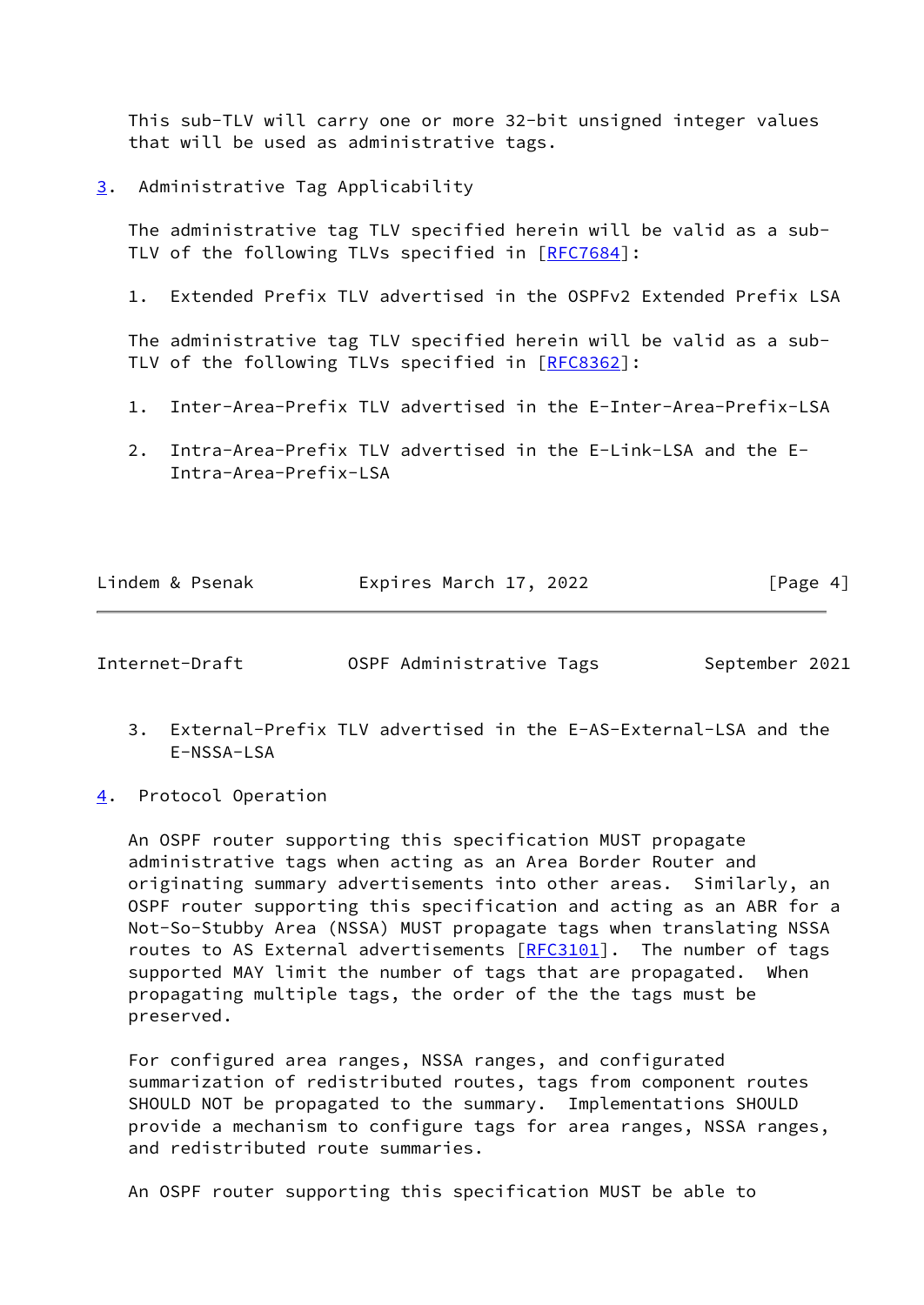This sub-TLV will carry one or more 32-bit unsigned integer values that will be used as administrative tags.

## 3. Administrative Tag Applicability

The administrative tag TLV specified herein will be valid as a sub-TLV of the following TLVs specified in [RFC7684]:

1. Extended Prefix TLV advertised in the OSPFv2 Extended Prefix LSA

The administrative tag TLV specified herein will be valid as a sub-TLV of the following TLVs specified in [RFC8362]:

1. Inter-Area-Prefix TLV advertised in the E-Inter-Area-Prefix-LSA

2. Intra-Area-Prefix TLV advertised in the E-Link-LSA and the E-Intra-Area-Prefix-LSA

3. External-Prefix TLV advertised in the E-AS-External-LSA and the E-NSSA-LSA

## 4. Protocol Operation

An OSPF router supporting this specification MUST propagate administrative tags when acting as an Area Border Router and originating summary advertisements into other areas. Similarly, an OSPF router supporting this specification and acting as an ABR for a Not-So-Stubby Area (NSSA) MUST propagate tags when translating NSSA routes to AS External advertisements [RFC3101]. The number of tags supported MAY limit the number of tags that are propagated. When propagating multiple tags, the order of the the tags must be preserved.

For configured area ranges, NSSA ranges, and configurated summarization of redistributed routes, tags from component routes SHOULD NOT be propagated to the summary. Implementations SHOULD provide a mechanism to configure tags for area ranges, NSSA ranges, and redistributed route summaries.

An OSPF router supporting this specification MUST be able to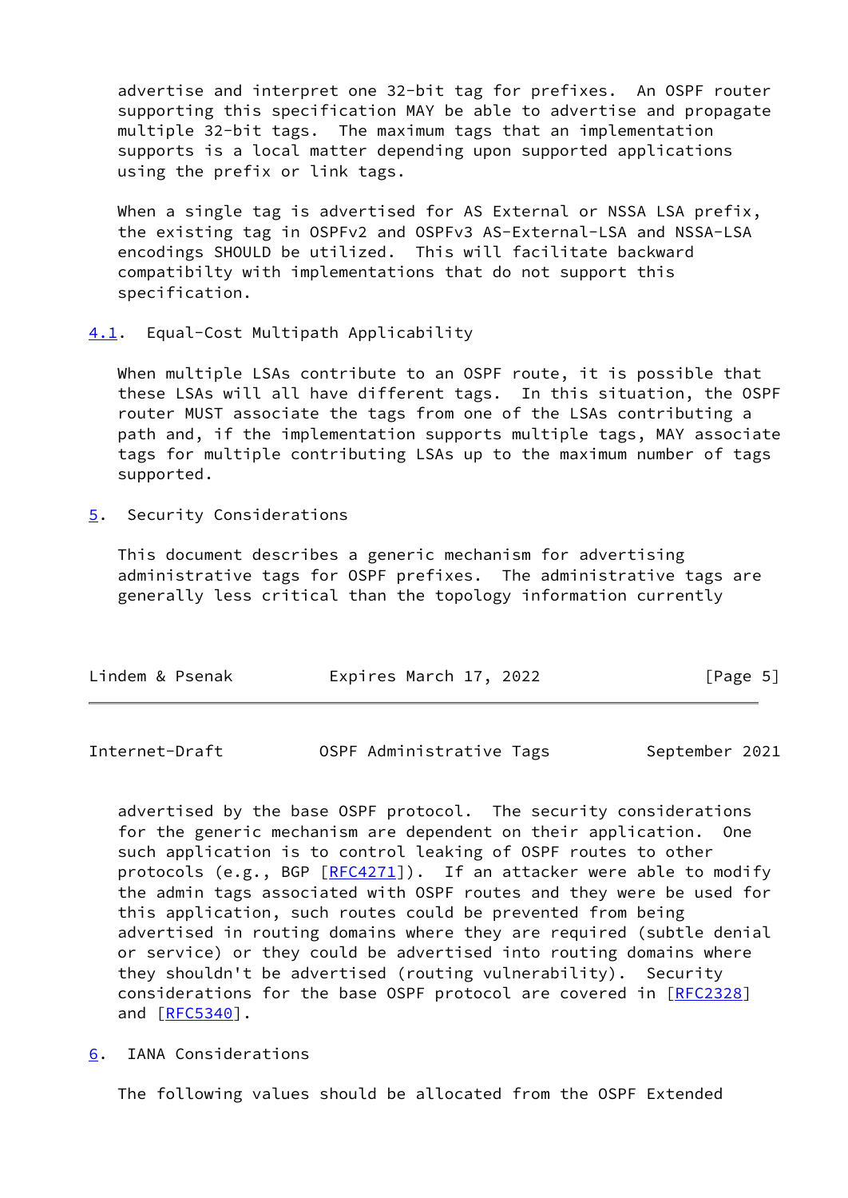advertise and interpret one 32-bit tag for prefixes. An OSPF router supporting this specification MAY be able to advertise and propagate multiple 32-bit tags. The maximum tags that an implementation supports is a local matter depending upon supported applications using the prefix or link tags.

When a single tag is advertised for AS External or NSSA LSA prefix, the existing tag in OSPFv2 and OSPFv3 AS-External-LSA and NSSA-LSA encodings SHOULD be utilized. This will facilitate backward compatibilty with implementations that do not support this specification.

### 4.1. Equal-Cost Multipath Applicability

When multiple LSAs contribute to an OSPF route, it is possible that these LSAs will all have different tags. In this situation, the OSPF router MUST associate the tags from one of the LSAs contributing a path and, if the implementation supports multiple tags, MAY associate tags for multiple contributing LSAs up to the maximum number of tags supported.

## 5. Security Considerations

This document describes a generic mechanism for advertising administrative tags for OSPF prefixes. The administrative tags are generally less critical than the topology information currently advertised by the base OSPF protocol. The security considerations for the generic mechanism are dependent on their application. One such application is to control leaking of OSPF routes to other protocols (e.g., BGP [RFC4271]). If an attacker were able to modify the admin tags associated with OSPF routes and they were be used for this application, such routes could be prevented from being advertised in routing domains where they are required (subtle denial or service) or they could be advertised into routing domains where they shouldn't be advertised (routing vulnerability). Security considerations for the base OSPF protocol are covered in [RFC2328] and [RFC5340].

## 6. IANA Considerations

The following values should be allocated from the OSPF Extended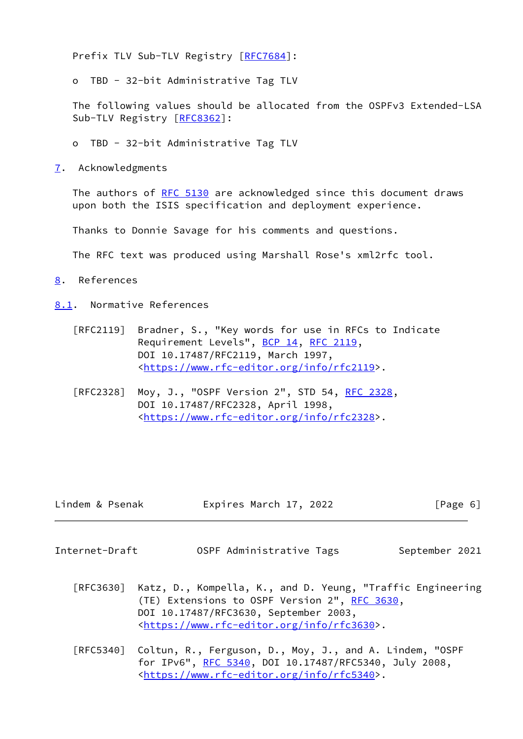Prefix TLV Sub-TLV Registry [RFC7684]:

- TBD - 32-bit Administrative Tag TLV

The following values should be allocated from the OSPFv3 Extended-LSA Sub-TLV Registry [RFC8362]:

- TBD - 32-bit Administrative Tag TLV

## 7. Acknowledgments

The authors of RFC 5130 are acknowledged since this document draws upon both the ISIS specification and deployment experience.

Thanks to Donnie Savage for his comments and questions.

The RFC text was produced using Marshall Rose's xml2rfc tool.

## 8. References

### 8.1. Normative References

[RFC2119] Bradner, S., "Key words for use in RFCs to Indicate Requirement Levels", BCP 14, RFC 2119, DOI 10.17487/RFC2119, March 1997, <https://www.rfc-editor.org/info/rfc2119>.

[RFC2328] Moy, J., "OSPF Version 2", STD 54, RFC 2328, DOI 10.17487/RFC2328, April 1998, <https://www.rfc-editor.org/info/rfc2328>.

[RFC3630] Katz, D., Kompella, K., and D. Yeung, "Traffic Engineering (TE) Extensions to OSPF Version 2", RFC 3630, DOI 10.17487/RFC3630, September 2003, <https://www.rfc-editor.org/info/rfc3630>.

[RFC5340] Coltun, R., Ferguson, D., Moy, J., and A. Lindem, "OSPF for IPv6", RFC 5340, DOI 10.17487/RFC5340, July 2008, <https://www.rfc-editor.org/info/rfc5340>.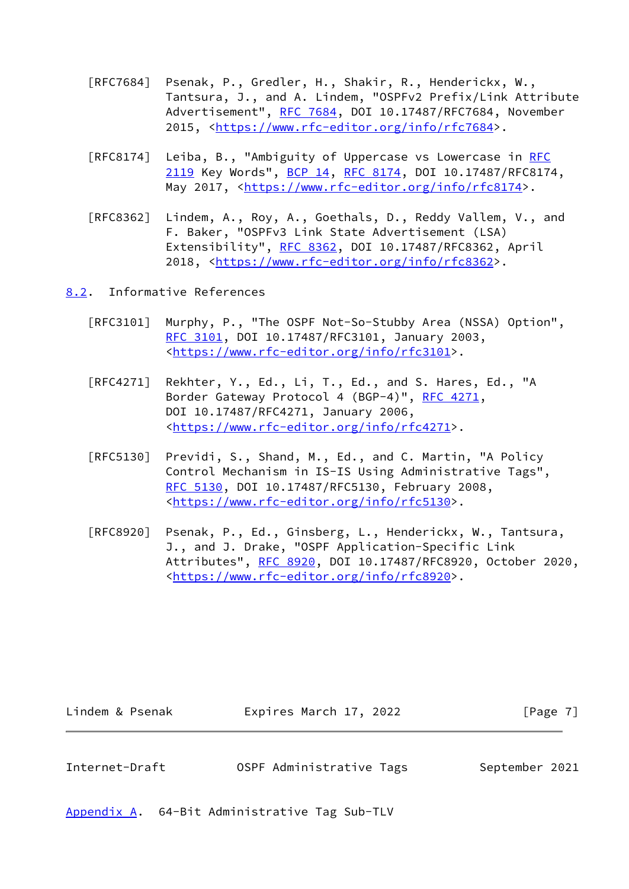[RFC7684] Psenak, P., Gredler, H., Shakir, R., Henderickx, W., Tantsura, J., and A. Lindem, "OSPFv2 Prefix/Link Attribute Advertisement", RFC 7684, DOI 10.17487/RFC7684, November 2015, <https://www.rfc-editor.org/info/rfc7684>.

[RFC8174] Leiba, B., "Ambiguity of Uppercase vs Lowercase in RFC 2119 Key Words", BCP 14, RFC 8174, DOI 10.17487/RFC8174, May 2017, <https://www.rfc-editor.org/info/rfc8174>.

[RFC8362] Lindem, A., Roy, A., Goethals, D., Reddy Vallem, V., and F. Baker, "OSPFv3 Link State Advertisement (LSA) Extensibility", RFC 8362, DOI 10.17487/RFC8362, April 2018, <https://www.rfc-editor.org/info/rfc8362>.

## 8.2. Informative References

[RFC3101] Murphy, P., "The OSPF Not-So-Stubby Area (NSSA) Option", RFC 3101, DOI 10.17487/RFC3101, January 2003, <https://www.rfc-editor.org/info/rfc3101>.

[RFC4271] Rekhter, Y., Ed., Li, T., Ed., and S. Hares, Ed., "A Border Gateway Protocol 4 (BGP-4)", RFC 4271, DOI 10.17487/RFC4271, January 2006, <https://www.rfc-editor.org/info/rfc4271>.

[RFC5130] Previdi, S., Shand, M., Ed., and C. Martin, "A Policy Control Mechanism in IS-IS Using Administrative Tags", RFC 5130, DOI 10.17487/RFC5130, February 2008, <https://www.rfc-editor.org/info/rfc5130>.

[RFC8920] Psenak, P., Ed., Ginsberg, L., Henderickx, W., Tantsura, J., and J. Drake, "OSPF Application-Specific Link Attributes", RFC 8920, DOI 10.17487/RFC8920, October 2020, <https://www.rfc-editor.org/info/rfc8920>.

# Appendix A. 64-Bit Administrative Tag Sub-TLV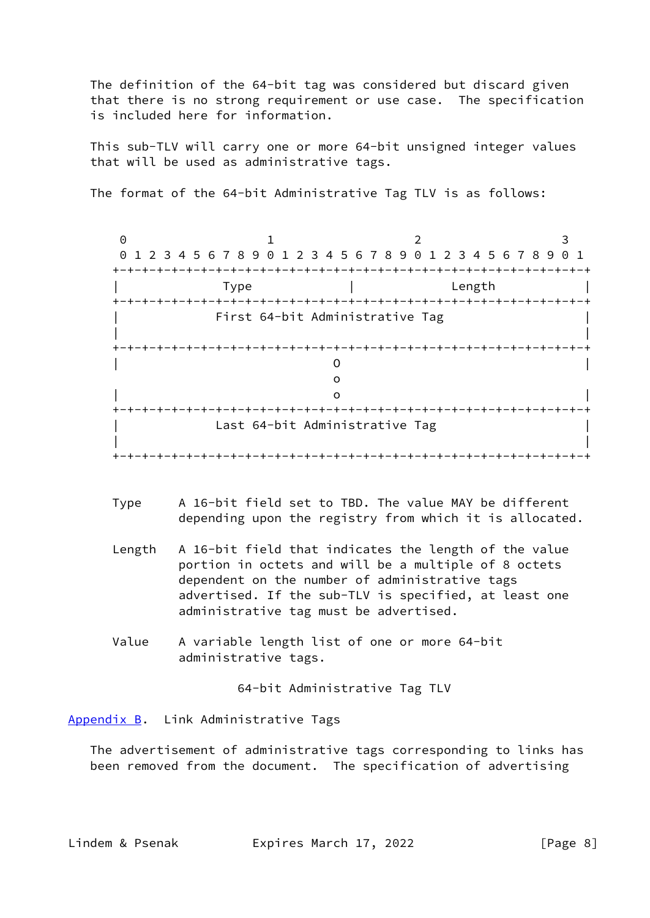The definition of the 64-bit tag was considered but discard given that there is no strong requirement or use case. The specification is included here for information.

This sub-TLV will carry one or more 64-bit unsigned integer values that will be used as administrative tags.

The format of the 64-bit Administrative Tag TLV is as follows:

```
 0                   1                   2                   3
 0 1 2 3 4 5 6 7 8 9 0 1 2 3 4 5 6 7 8 9 0 1 2 3 4 5 6 7 8 9 0 1
+-+-+-+-+-+-+-+-+-+-+-+-+-+-+-+-+-+-+-+-+-+-+-+-+-+-+-+-+-+-+-+-+
|              Type             |             Length            |
+-+-+-+-+-+-+-+-+-+-+-+-+-+-+-+-+-+-+-+-+-+-+-+-+-+-+-+-+-+-+-+-+
|             First 64-bit Administrative Tag                   |
|                                                               |
+-+-+-+-+-+-+-+-+-+-+-+-+-+-+-+-+-+-+-+-+-+-+-+-+-+-+-+-+-+-+-+-+
|                              O                                |
                               o
|                              o                                |
+-+-+-+-+-+-+-+-+-+-+-+-+-+-+-+-+-+-+-+-+-+-+-+-+-+-+-+-+-+-+-+-+
|             Last 64-bit Administrative Tag                    |
|                                                               |
+-+-+-+-+-+-+-+-+-+-+-+-+-+-+-+-+-+-+-+-+-+-+-+-+-+-+-+-+-+-+-+-+
```

Type     A 16-bit field set to TBD. The value MAY be different depending upon the registry from which it is allocated.

Length   A 16-bit field that indicates the length of the value portion in octets and will be a multiple of 8 octets dependent on the number of administrative tags advertised. If the sub-TLV is specified, at least one administrative tag must be advertised.

Value    A variable length list of one or more 64-bit administrative tags.

64-bit Administrative Tag TLV

## Appendix B. Link Administrative Tags

The advertisement of administrative tags corresponding to links has been removed from the document. The specification of advertising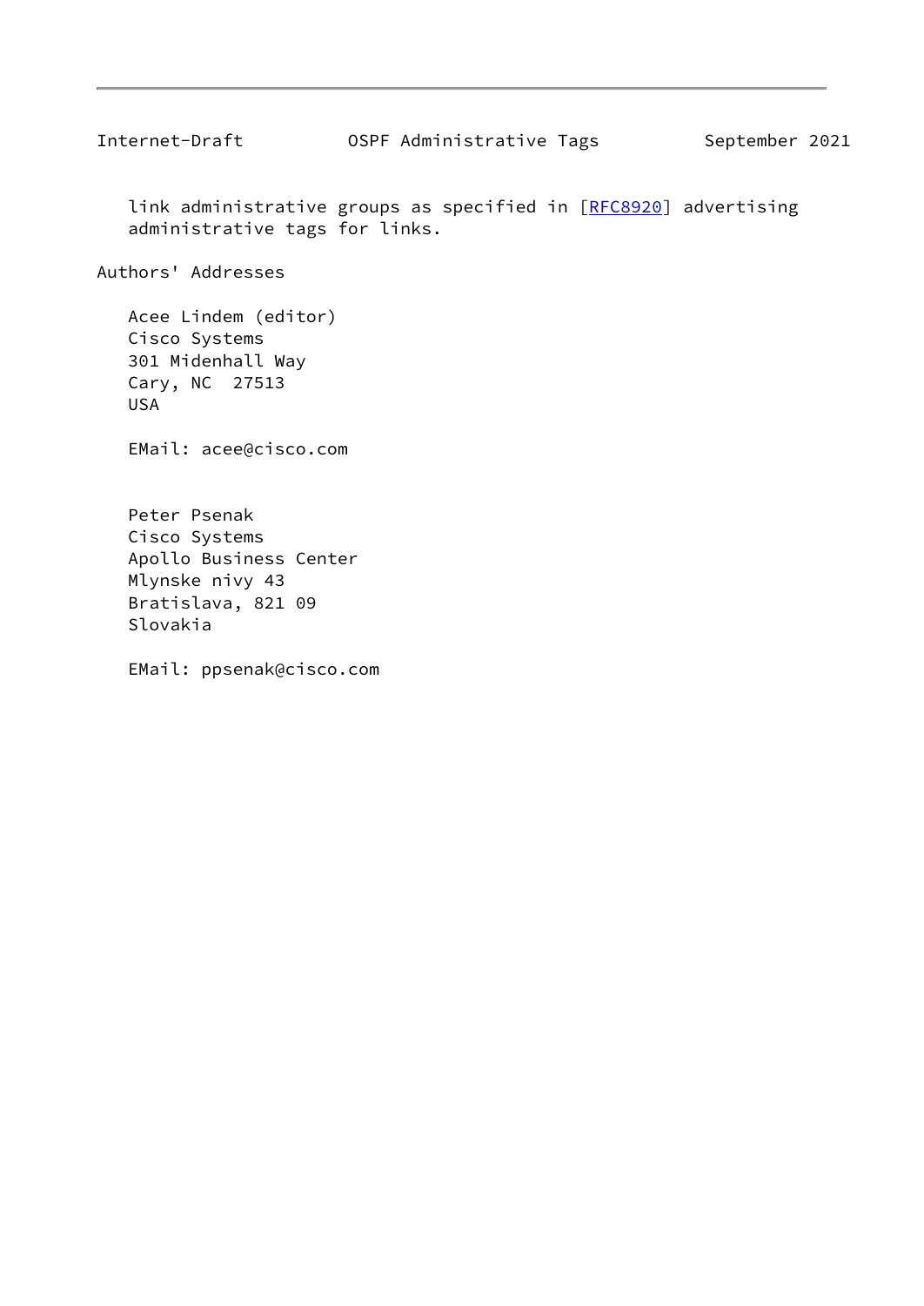link administrative groups as specified in [RFC8920] advertising administrative tags for links.

## Authors' Addresses

Acee Lindem (editor)
Cisco Systems
301 Midenhall Way
Cary, NC  27513
USA

EMail: acee@cisco.com

Peter Psenak
Cisco Systems
Apollo Business Center
Mlynske nivy 43
Bratislava, 821 09
Slovakia

EMail: ppsenak@cisco.com